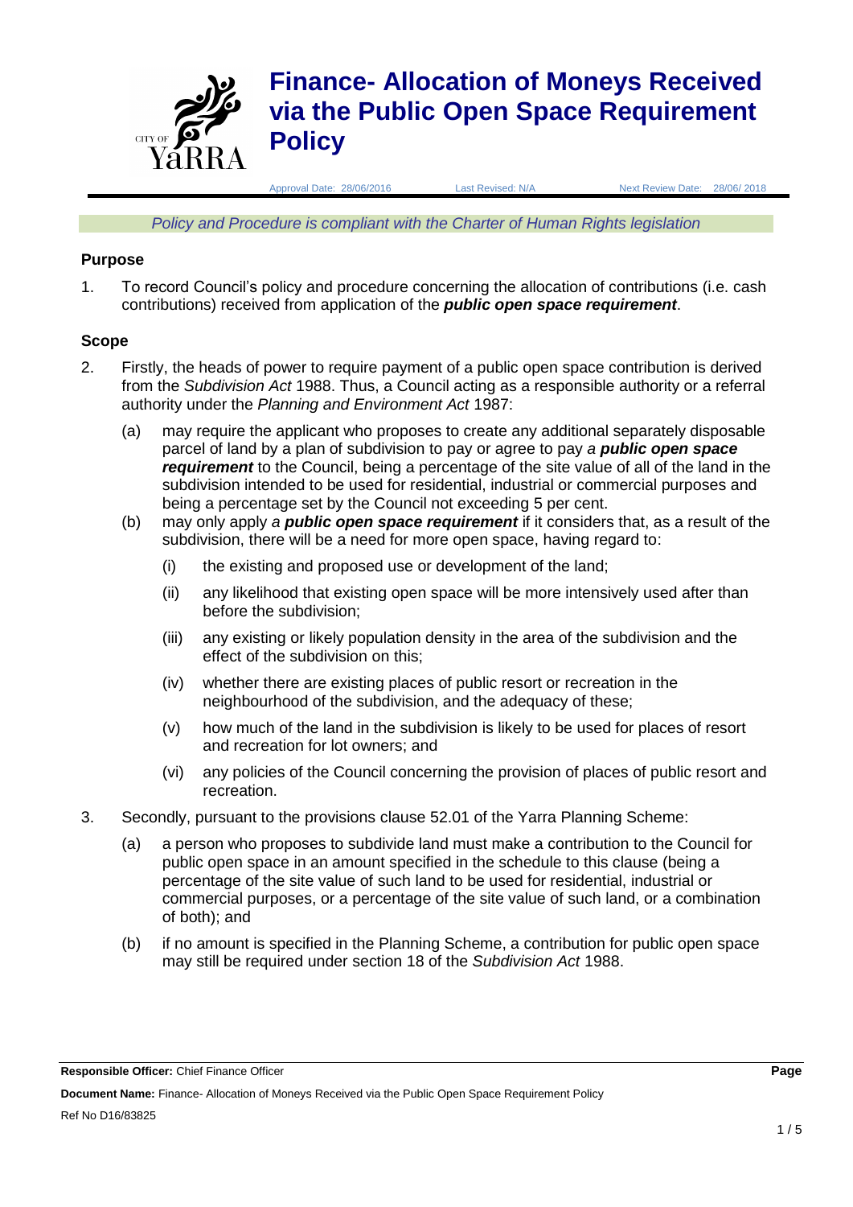# Finance- Allocation of Moneys Received via the Public Open Space Requirement Policy

Approval Date: 28/06/2016 Last Revised: N/A Next Review Date: 28/06/ 2018

*Policy and Procedure is compliant with the Charter of Human Rights legislation*

## Purpose

1. To record Council's policy and procedure concerning the allocation of contributions (i.e. cash contributions) received from application of the ***public open space requirement***.

## Scope

2. Firstly, the heads of power to require payment of a public open space contribution is derived from the *Subdivision Act* 1988. Thus, a Council acting as a responsible authority or a referral authority under the *Planning and Environment Act* 1987:
   - (a) may require the applicant who proposes to create any additional separately disposable parcel of land by a plan of subdivision to pay or agree to pay *a* ***public open space requirement*** to the Council, being a percentage of the site value of all of the land in the subdivision intended to be used for residential, industrial or commercial purposes and being a percentage set by the Council not exceeding 5 per cent.
   - (b) may only apply *a* ***public open space requirement*** if it considers that, as a result of the subdivision, there will be a need for more open space, having regard to:
     - (i) the existing and proposed use or development of the land;
     - (ii) any likelihood that existing open space will be more intensively used after than before the subdivision;
     - (iii) any existing or likely population density in the area of the subdivision and the effect of the subdivision on this;
     - (iv) whether there are existing places of public resort or recreation in the neighbourhood of the subdivision, and the adequacy of these;
     - (v) how much of the land in the subdivision is likely to be used for places of resort and recreation for lot owners; and
     - (vi) any policies of the Council concerning the provision of places of public resort and recreation.
3. Secondly, pursuant to the provisions clause 52.01 of the Yarra Planning Scheme:
   - (a) a person who proposes to subdivide land must make a contribution to the Council for public open space in an amount specified in the schedule to this clause (being a percentage of the site value of such land to be used for residential, industrial or commercial purposes, or a percentage of the site value of such land, or a combination of both); and
   - (b) if no amount is specified in the Planning Scheme, a contribution for public open space may still be required under section 18 of the *Subdivision Act* 1988.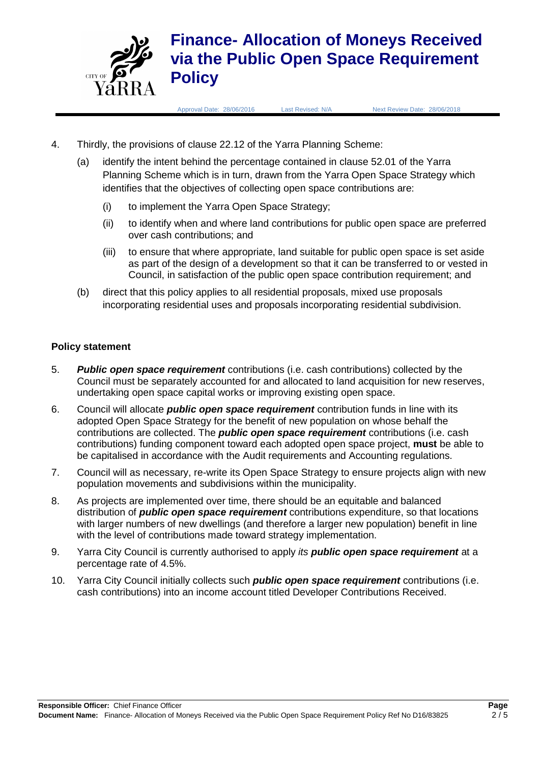4. Thirdly, the provisions of clause 22.12 of the Yarra Planning Scheme:
   (a) identify the intent behind the percentage contained in clause 52.01 of the Yarra Planning Scheme which is in turn, drawn from the Yarra Open Space Strategy which identifies that the objectives of collecting open space contributions are:
      (i) to implement the Yarra Open Space Strategy;
      (ii) to identify when and where land contributions for public open space are preferred over cash contributions; and
      (iii) to ensure that where appropriate, land suitable for public open space is set aside as part of the design of a development so that it can be transferred to or vested in Council, in satisfaction of the public open space contribution requirement; and
   (b) direct that this policy applies to all residential proposals, mixed use proposals incorporating residential uses and proposals incorporating residential subdivision.

**Policy statement**

5. ***Public open space requirement*** contributions (i.e. cash contributions) collected by the Council must be separately accounted for and allocated to land acquisition for new reserves, undertaking open space capital works or improving existing open space.
6. Council will allocate ***public open space requirement*** contribution funds in line with its adopted Open Space Strategy for the benefit of new population on whose behalf the contributions are collected. The ***public open space requirement*** contributions (i.e. cash contributions) funding component toward each adopted open space project, **must** be able to be capitalised in accordance with the Audit requirements and Accounting regulations.
7. Council will as necessary, re-write its Open Space Strategy to ensure projects align with new population movements and subdivisions within the municipality.
8. As projects are implemented over time, there should be an equitable and balanced distribution of ***public open space requirement*** contributions expenditure, so that locations with larger numbers of new dwellings (and therefore a larger new population) benefit in line with the level of contributions made toward strategy implementation.
9. Yarra City Council is currently authorised to apply *its* ***public open space requirement*** at a percentage rate of 4.5%.
10. Yarra City Council initially collects such ***public open space requirement*** contributions (i.e. cash contributions) into an income account titled Developer Contributions Received.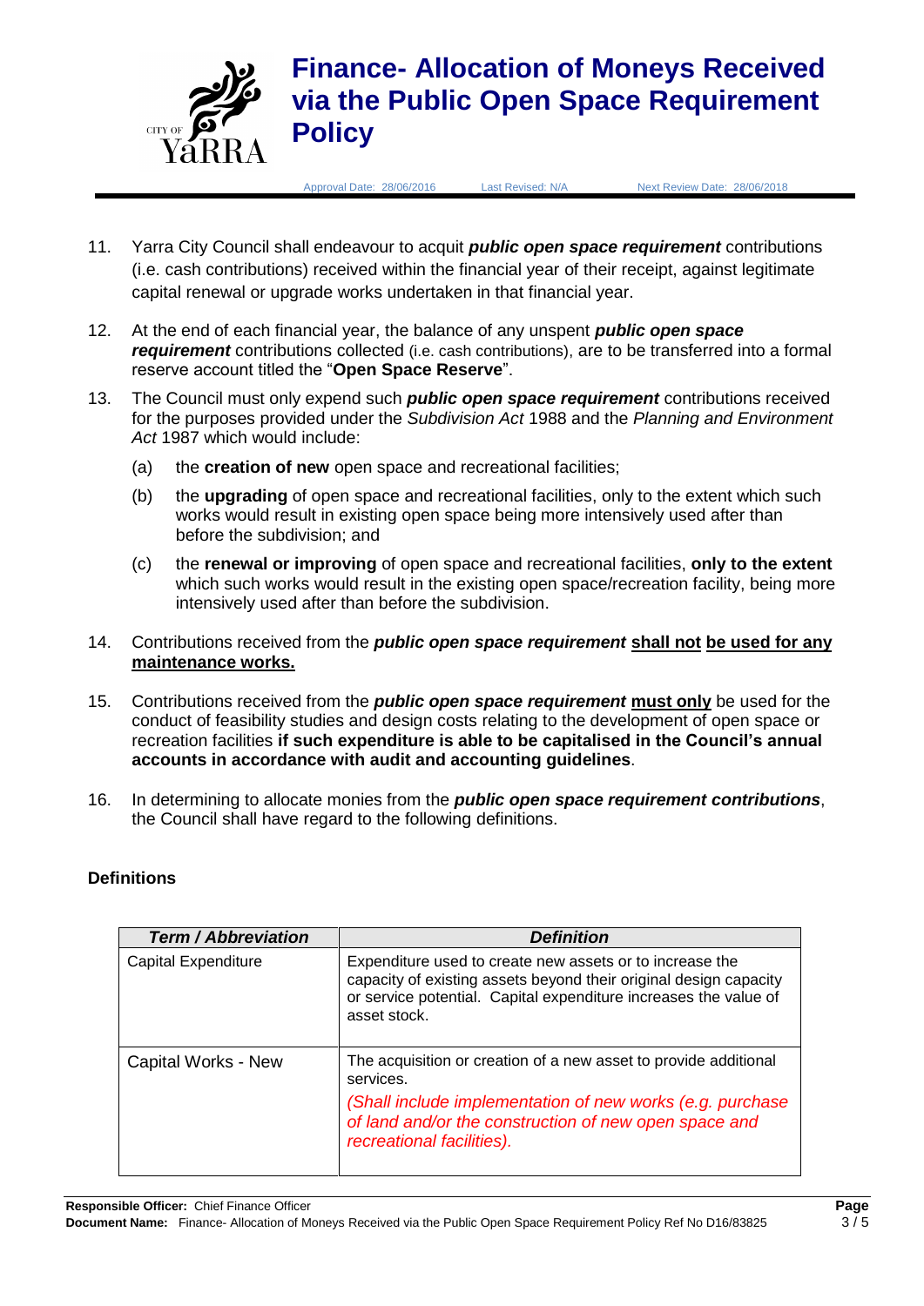11. Yarra City Council shall endeavour to acquit ***public open space requirement*** contributions (i.e. cash contributions) received within the financial year of their receipt, against legitimate capital renewal or upgrade works undertaken in that financial year.

12. At the end of each financial year, the balance of any unspent ***public open space requirement*** contributions collected (i.e. cash contributions), are to be transferred into a formal reserve account titled the "**Open Space Reserve**".

13. The Council must only expend such ***public open space requirement*** contributions received for the purposes provided under the *Subdivision Act* 1988 and the *Planning and Environment Act* 1987 which would include:

    (a) the **creation of new** open space and recreational facilities;

    (b) the **upgrading** of open space and recreational facilities, only to the extent which such works would result in existing open space being more intensively used after than before the subdivision; and

    (c) the **renewal or improving** of open space and recreational facilities, **only to the extent** which such works would result in the existing open space/recreation facility, being more intensively used after than before the subdivision.

14. Contributions received from the ***public open space requirement*** <u>**shall not**</u> <u>**be used for any maintenance works.**</u>

15. Contributions received from the ***public open space requirement*** <u>**must only**</u> be used for the conduct of feasibility studies and design costs relating to the development of open space or recreation facilities **if such expenditure is able to be capitalised in the Council's annual accounts in accordance with audit and accounting guidelines**.

16. In determining to allocate monies from the ***public open space requirement contributions***, the Council shall have regard to the following definitions.

### Definitions

| ***Term / Abbreviation*** | ***Definition*** |
|---|---|
| Capital Expenditure | Expenditure used to create new assets or to increase the capacity of existing assets beyond their original design capacity or service potential. Capital expenditure increases the value of asset stock. |
| Capital Works - New | The acquisition or creation of a new asset to provide additional services. *(Shall include implementation of new works (e.g. purchase of land and/or the construction of new open space and recreational facilities).* |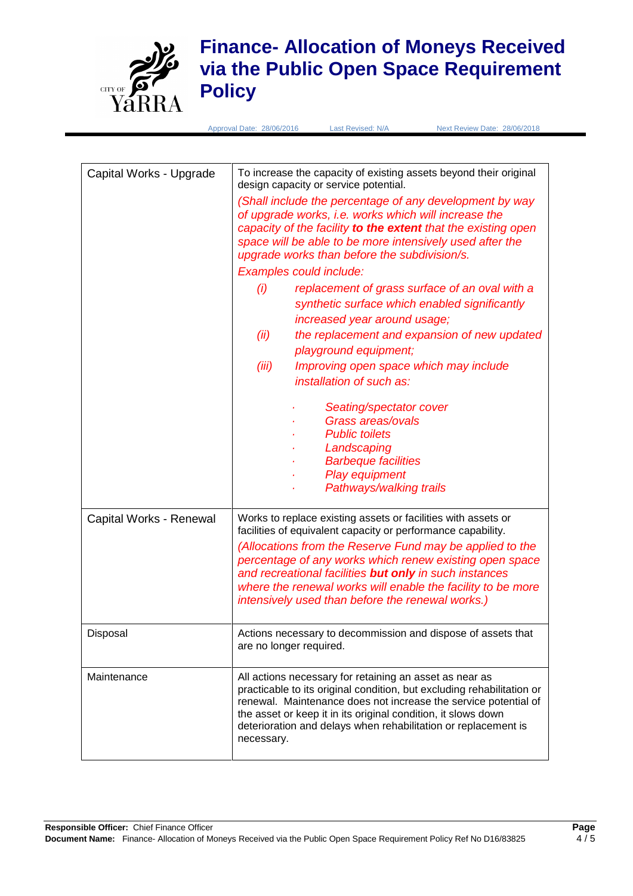| Capital Works - Upgrade | To increase the capacity of existing assets beyond their original design capacity or service potential.<br>*(Shall include the percentage of any development by way of upgrade works, i.e. works which will increase the capacity of the facility **to the extent** that the existing open space will be able to be more intensively used after the upgrade works than before the subdivision/s.*<br>*Examples could include:*<br>*(i) replacement of grass surface of an oval with a synthetic surface which enabled significantly increased year around usage;*<br>*(ii) the replacement and expansion of new updated playground equipment;*<br>*(iii) Improving open space which may include installation of such as:*<br>· *Seating/spectator cover*<br>· *Grass areas/ovals*<br>· *Public toilets*<br>· *Landscaping*<br>· *Barbeque facilities*<br>· *Play equipment*<br>· *Pathways/walking trails* |
|---|---|
| Capital Works - Renewal | Works to replace existing assets or facilities with assets or facilities of equivalent capacity or performance capability.<br>*(Allocations from the Reserve Fund may be applied to the percentage of any works which renew existing open space and recreational facilities **but only** in such instances where the renewal works will enable the facility to be more intensively used than before the renewal works.)* |
| Disposal | Actions necessary to decommission and dispose of assets that are no longer required. |
| Maintenance | All actions necessary for retaining an asset as near as practicable to its original condition, but excluding rehabilitation or renewal. Maintenance does not increase the service potential of the asset or keep it in its original condition, it slows down deterioration and delays when rehabilitation or replacement is necessary. |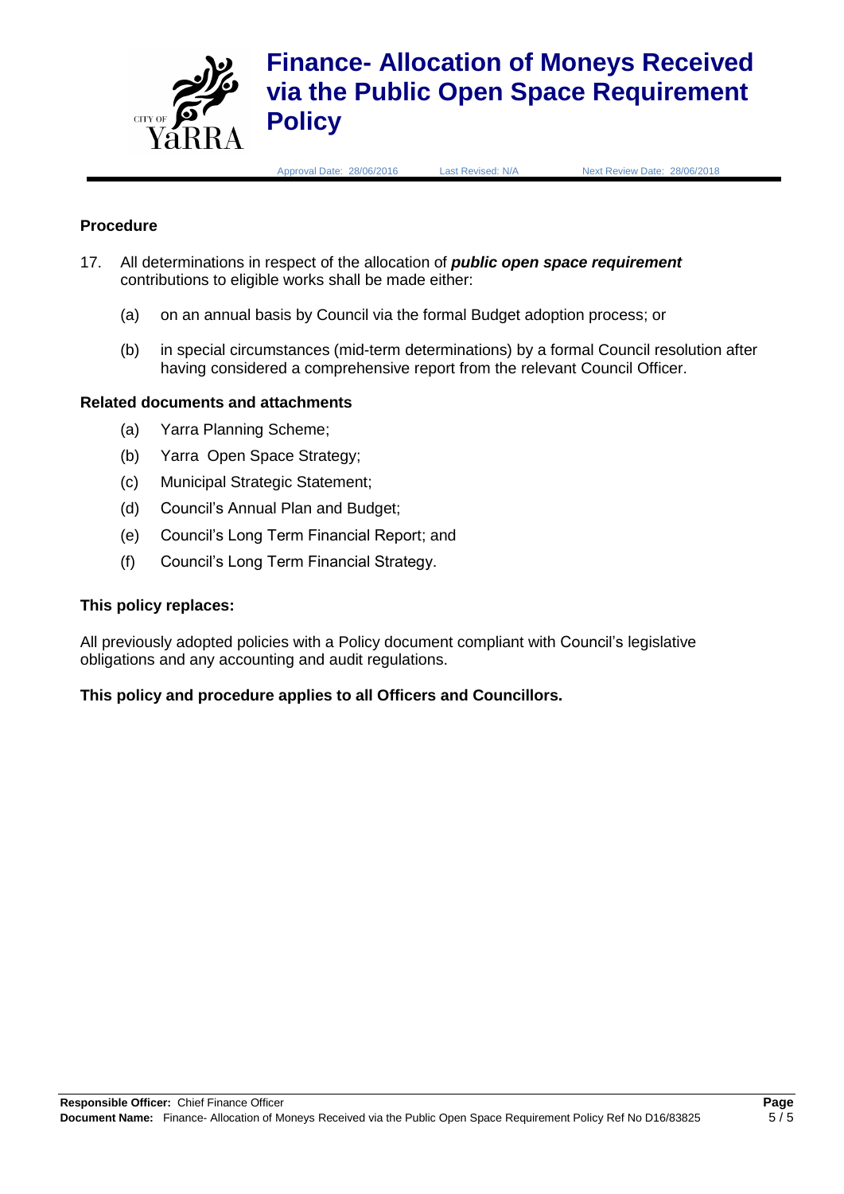## Procedure

17. All determinations in respect of the allocation of ***public open space requirement*** contributions to eligible works shall be made either:

    (a) on an annual basis by Council via the formal Budget adoption process; or

    (b) in special circumstances (mid-term determinations) by a formal Council resolution after having considered a comprehensive report from the relevant Council Officer.

## Related documents and attachments

(a) Yarra Planning Scheme;

(b) Yarra Open Space Strategy;

(c) Municipal Strategic Statement;

(d) Council's Annual Plan and Budget;

(e) Council's Long Term Financial Report; and

(f) Council's Long Term Financial Strategy.

## This policy replaces:

All previously adopted policies with a Policy document compliant with Council's legislative obligations and any accounting and audit regulations.

**This policy and procedure applies to all Officers and Councillors.**